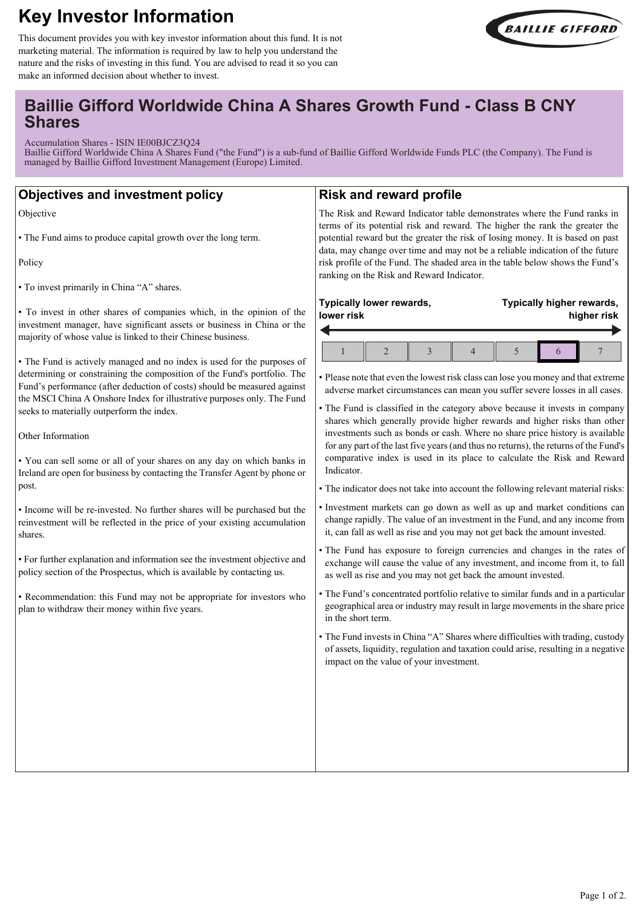# Key Investor Information

This document provides you with key investor information about this fund. It is not marketing material. The information is required by law to help you understand the nature and the risks of investing in this fund. You are advised to read it so you can make an informed decision about whether to invest.

## Baillie Gifford Worldwide China A Shares Growth Fund - Class B CNY Shares

Accumulation Shares - ISIN IE00BJCZ3Q24
Baillie Gifford Worldwide China A Shares Fund ("the Fund") is a sub-fund of Baillie Gifford Worldwide Funds PLC (the Company). The Fund is managed by Baillie Gifford Investment Management (Europe) Limited.

## Objectives and investment policy

Objective

- The Fund aims to produce capital growth over the long term.

Policy

- To invest primarily in China "A" shares.
- To invest in other shares of companies which, in the opinion of the investment manager, have significant assets or business in China or the majority of whose value is linked to their Chinese business.
- The Fund is actively managed and no index is used for the purposes of determining or constraining the composition of the Fund's portfolio. The Fund's performance (after deduction of costs) should be measured against the MSCI China A Onshore Index for illustrative purposes only. The Fund seeks to materially outperform the index.

Other Information

- You can sell some or all of your shares on any day on which banks in Ireland are open for business by contacting the Transfer Agent by phone or post.
- Income will be re-invested. No further shares will be purchased but the reinvestment will be reflected in the price of your existing accumulation shares.
- For further explanation and information see the investment objective and policy section of the Prospectus, which is available by contacting us.
- Recommendation: this Fund may not be appropriate for investors who plan to withdraw their money within five years.

## Risk and reward profile

The Risk and Reward Indicator table demonstrates where the Fund ranks in terms of its potential risk and reward. The higher the rank the greater the potential reward but the greater the risk of losing money. It is based on past data, may change over time and may not be a reliable indication of the future risk profile of the Fund. The shaded area in the table below shows the Fund's ranking on the Risk and Reward Indicator.

**Typically lower rewards, lower risk** ← → **Typically higher rewards, higher risk**

| 1 | 2 | 3 | 4 | 5 | **6** | 7 |
|---|---|---|---|---|---|---|

- Please note that even the lowest risk class can lose you money and that extreme adverse market circumstances can mean you suffer severe losses in all cases.
- The Fund is classified in the category above because it invests in company shares which generally provide higher rewards and higher risks than other investments such as bonds or cash. Where no share price history is available for any part of the last five years (and thus no returns), the returns of the Fund's comparative index is used in its place to calculate the Risk and Reward Indicator.
- The indicator does not take into account the following relevant material risks:
- Investment markets can go down as well as up and market conditions can change rapidly. The value of an investment in the Fund, and any income from it, can fall as well as rise and you may not get back the amount invested.
- The Fund has exposure to foreign currencies and changes in the rates of exchange will cause the value of any investment, and income from it, to fall as well as rise and you may not get back the amount invested.
- The Fund's concentrated portfolio relative to similar funds and in a particular geographical area or industry may result in large movements in the share price in the short term.
- The Fund invests in China "A" Shares where difficulties with trading, custody of assets, liquidity, regulation and taxation could arise, resulting in a negative impact on the value of your investment.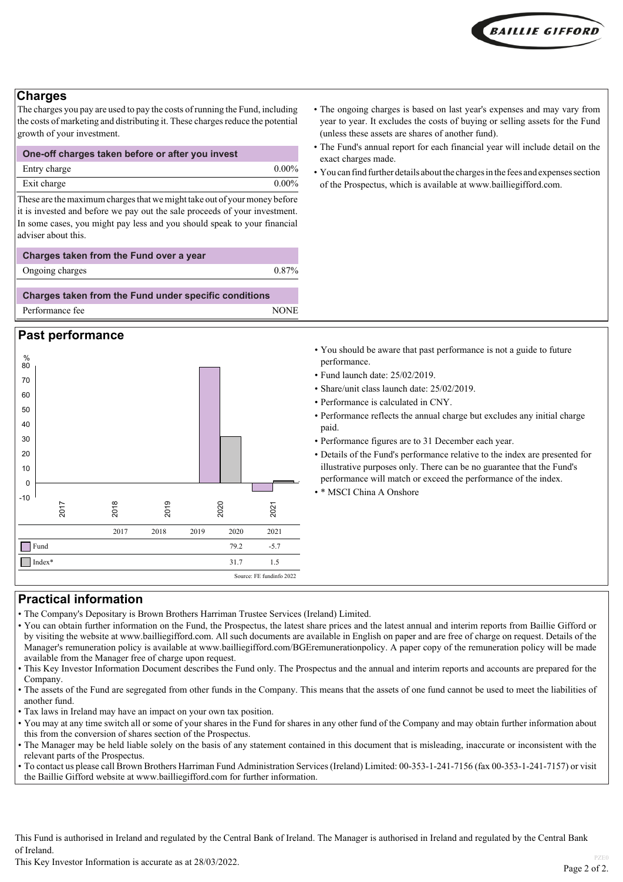## Charges

The charges you pay are used to pay the costs of running the Fund, including the costs of marketing and distributing it. These charges reduce the potential growth of your investment.

| One-off charges taken before or after you invest | |
|---|---|
| Entry charge | 0.00% |
| Exit charge | 0.00% |

These are the maximum charges that we might take out of your money before it is invested and before we pay out the sale proceeds of your investment. In some cases, you might pay less and you should speak to your financial adviser about this.

| Charges taken from the Fund over a year | |
|---|---|
| Ongoing charges | 0.87% |

| Charges taken from the Fund under specific conditions | |
|---|---|
| Performance fee | NONE |

- The ongoing charges is based on last year's expenses and may vary from year to year. It excludes the costs of buying or selling assets for the Fund (unless these assets are shares of another fund).
- The Fund's annual report for each financial year will include detail on the exact charges made.
- You can find further details about the charges in the fees and expenses section of the Prospectus, which is available at www.bailliegifford.com.

## Past performance

%

80
70
60
50
40
30
20
10
0
-10

2017
2018
2019
2020
2021

| | 2017 | 2018 | 2019 | 2020 | 2021 |
|---|---|---|---|---|---|
| Fund | | | | 79.2 | -5.7 |
| Index* | | | | 31.7 | 1.5 |

Source: FE fundinfo 2022

- You should be aware that past performance is not a guide to future performance.
- Fund launch date: 25/02/2019.
- Share/unit class launch date: 25/02/2019.
- Performance is calculated in CNY.
- Performance reflects the annual charge but excludes any initial charge paid.
- Performance figures are to 31 December each year.
- Details of the Fund's performance relative to the index are presented for illustrative purposes only. There can be no guarantee that the Fund's performance will match or exceed the performance of the index.
- * MSCI China A Onshore

## Practical information

- The Company's Depositary is Brown Brothers Harriman Trustee Services (Ireland) Limited.
- You can obtain further information on the Fund, the Prospectus, the latest share prices and the latest annual and interim reports from Baillie Gifford or by visiting the website at www.bailliegifford.com. All such documents are available in English on paper and are free of charge on request. Details of the Manager's remuneration policy is available at www.bailliegifford.com/BGEremunerationpolicy. A paper copy of the remuneration policy will be made available from the Manager free of charge upon request.
- This Key Investor Information Document describes the Fund only. The Prospectus and the annual and interim reports and accounts are prepared for the Company.
- The assets of the Fund are segregated from other funds in the Company. This means that the assets of one fund cannot be used to meet the liabilities of another fund.
- Tax laws in Ireland may have an impact on your own tax position.
- You may at any time switch all or some of your shares in the Fund for shares in any other fund of the Company and may obtain further information about this from the conversion of shares section of the Prospectus.
- The Manager may be held liable solely on the basis of any statement contained in this document that is misleading, inaccurate or inconsistent with the relevant parts of the Prospectus.
- To contact us please call Brown Brothers Harriman Fund Administration Services (Ireland) Limited: 00-353-1-241-7156 (fax 00-353-1-241-7157) or visit the Baillie Gifford website at www.bailliegifford.com for further information.

This Fund is authorised in Ireland and regulated by the Central Bank of Ireland. The Manager is authorised in Ireland and regulated by the Central Bank of Ireland.

This Key Investor Information is accurate as at 28/03/2022.